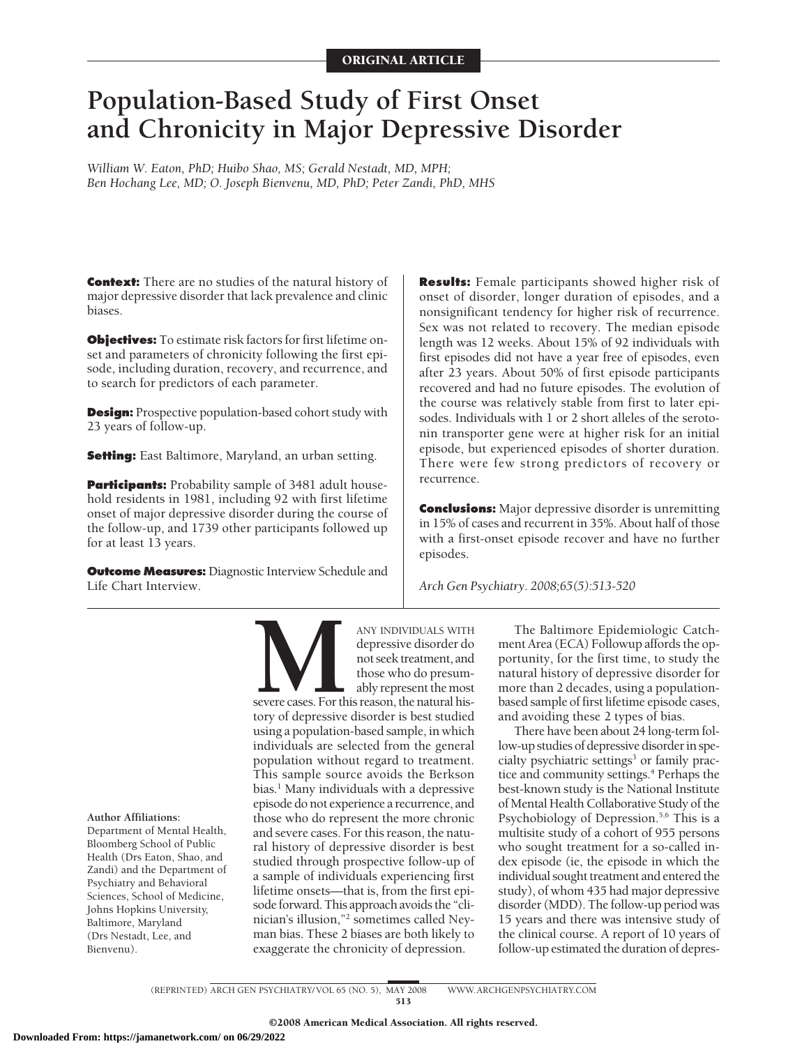ORIGINAL ARTICLE

# Population-Based Study of First Onset and Chronicity in Major Depressive Disorder

*William W. Eaton, PhD; Huibo Shao, MS; Gerald Nestadt, MD, MPH; Ben Hochang Lee, MD; O. Joseph Bienvenu, MD, PhD; Peter Zandi, PhD, MHS*

**Context:** There are no studies of the natural history of major depressive disorder that lack prevalence and clinic biases.

**Objectives:** To estimate risk factors for first lifetime onset and parameters of chronicity following the first episode, including duration, recovery, and recurrence, and to search for predictors of each parameter.

**Design:** Prospective population-based cohort study with 23 years of follow-up.

**Setting:** East Baltimore, Maryland, an urban setting.

**Participants:** Probability sample of 3481 adult household residents in 1981, including 92 with first lifetime onset of major depressive disorder during the course of the follow-up, and 1739 other participants followed up for at least 13 years.

**Outcome Measures:** Diagnostic Interview Schedule and Life Chart Interview.

**Results:** Female participants showed higher risk of onset of disorder, longer duration of episodes, and a nonsignificant tendency for higher risk of recurrence. Sex was not related to recovery. The median episode length was 12 weeks. About 15% of 92 individuals with first episodes did not have a year free of episodes, even after 23 years. About 50% of first episode participants recovered and had no future episodes. The evolution of the course was relatively stable from first to later episodes. Individuals with 1 or 2 short alleles of the serotonin transporter gene were at higher risk for an initial episode, but experienced episodes of shorter duration. There were few strong predictors of recovery or recurrence.

**Conclusions:** Major depressive disorder is unremitting in 15% of cases and recurrent in 35%. About half of those with a first-onset episode recover and have no further episodes.

*Arch Gen Psychiatry. 2008;65(5):513-520*

MANY INDIVIDUALS WITH depressive disorder do not seek treatment, and those who do presumably represent the most severe cases. For this reason, the natural history of depressive disorder is best studied using a population-based sample, in which individuals are selected from the general population without regard to treatment. This sample source avoids the Berkson bias.[1] Many individuals with a depressive episode do not experience a recurrence, and those who do represent the more chronic and severe cases. For this reason, the natural history of depressive disorder is best studied through prospective follow-up of a sample of individuals experiencing first lifetime onsets—that is, from the first episode forward. This approach avoids the "clinician's illusion,"[2] sometimes called Neyman bias. These 2 biases are both likely to exaggerate the chronicity of depression.

The Baltimore Epidemiologic Catchment Area (ECA) Followup affords the opportunity, for the first time, to study the natural history of depressive disorder for more than 2 decades, using a population-based sample of first lifetime episode cases, and avoiding these 2 types of bias.

There have been about 24 long-term follow-up studies of depressive disorder in specialty psychiatric settings[3] or family practice and community settings.[4] Perhaps the best-known study is the National Institute of Mental Health Collaborative Study of the Psychobiology of Depression.[5,6] This is a multisite study of a cohort of 955 persons who sought treatment for a so-called index episode (ie, the episode in which the individual sought treatment and entered the study), of whom 435 had major depressive disorder (MDD). The follow-up period was 15 years and there was intensive study of the clinical course. A report of 10 years of follow-up estimated the duration of depres-

**Author Affiliations:** Department of Mental Health, Bloomberg School of Public Health (Drs Eaton, Shao, and Zandi) and the Department of Psychiatry and Behavioral Sciences, School of Medicine, Johns Hopkins University, Baltimore, Maryland (Drs Nestadt, Lee, and Bienvenu).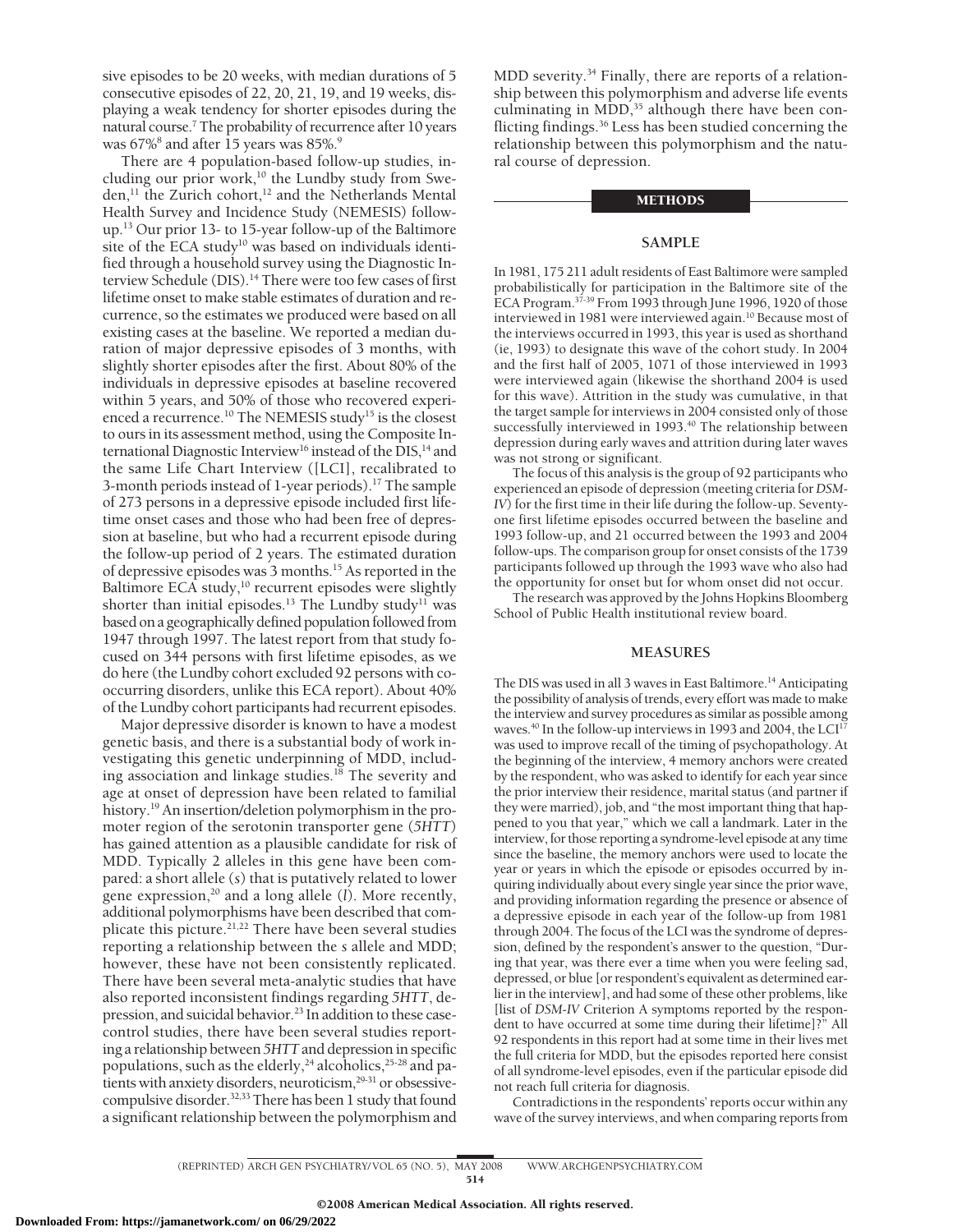sive episodes to be 20 weeks, with median durations of 5 consecutive episodes of 22, 20, 21, 19, and 19 weeks, displaying a weak tendency for shorter episodes during the natural course.[7] The probability of recurrence after 10 years was 67%[8] and after 15 years was 85%.[9]

There are 4 population-based follow-up studies, including our prior work,[10] the Lundby study from Sweden,[11] the Zurich cohort,[12] and the Netherlands Mental Health Survey and Incidence Study (NEMESIS) follow-up.[13] Our prior 13- to 15-year follow-up of the Baltimore site of the ECA study[10] was based on individuals identified through a household survey using the Diagnostic Interview Schedule (DIS).[14] There were too few cases of first lifetime onset to make stable estimates of duration and recurrence, so the estimates we produced were based on all existing cases at the baseline. We reported a median duration of major depressive episodes of 3 months, with slightly shorter episodes after the first. About 80% of the individuals in depressive episodes at baseline recovered within 5 years, and 50% of those who recovered experienced a recurrence.[10] The NEMESIS study[15] is the closest to ours in its assessment method, using the Composite International Diagnostic Interview[16] instead of the DIS,[14] and the same Life Chart Interview ([LCI], recalibrated to 3-month periods instead of 1-year periods).[17] The sample of 273 persons in a depressive episode included first lifetime onset cases and those who had been free of depression at baseline, but who had a recurrent episode during the follow-up period of 2 years. The estimated duration of depressive episodes was 3 months.[15] As reported in the Baltimore ECA study,[10] recurrent episodes were slightly shorter than initial episodes.[13] The Lundby study[11] was based on a geographically defined population followed from 1947 through 1997. The latest report from that study focused on 344 persons with first lifetime episodes, as we do here (the Lundby cohort excluded 92 persons with co-occurring disorders, unlike this ECA report). About 40% of the Lundby cohort participants had recurrent episodes.

Major depressive disorder is known to have a modest genetic basis, and there is a substantial body of work investigating this genetic underpinning of MDD, including association and linkage studies.[18] The severity and age at onset of depression have been related to familial history.[19] An insertion/deletion polymorphism in the promoter region of the serotonin transporter gene (*5HTT*) has gained attention as a plausible candidate for risk of MDD. Typically 2 alleles in this gene have been compared: a short allele (*s*) that is putatively related to lower gene expression,[20] and a long allele (*l*). More recently, additional polymorphisms have been described that complicate this picture.[21,22] There have been several studies reporting a relationship between the *s* allele and MDD; however, these have not been consistently replicated. There have been several meta-analytic studies that have also reported inconsistent findings regarding *5HTT*, depression, and suicidal behavior.[23] In addition to these case-control studies, there have been several studies reporting a relationship between *5HTT* and depression in specific populations, such as the elderly,[24] alcoholics,[25-28] and patients with anxiety disorders, neuroticism,[29-31] or obsessive-compulsive disorder.[32,33] There has been 1 study that found a significant relationship between the polymorphism and MDD severity.[34] Finally, there are reports of a relationship between this polymorphism and adverse life events culminating in MDD,[35] although there have been conflicting findings.[36] Less has been studied concerning the relationship between this polymorphism and the natural course of depression.

## METHODS

### SAMPLE

In 1981, 175 211 adult residents of East Baltimore were sampled probabilistically for participation in the Baltimore site of the ECA Program.[37-39] From 1993 through June 1996, 1920 of those interviewed in 1981 were interviewed again.[10] Because most of the interviews occurred in 1993, this year is used as shorthand (ie, 1993) to designate this wave of the cohort study. In 2004 and the first half of 2005, 1071 of those interviewed in 1993 were interviewed again (likewise the shorthand 2004 is used for this wave). Attrition in the study was cumulative, in that the target sample for interviews in 2004 consisted only of those successfully interviewed in 1993.[40] The relationship between depression during early waves and attrition during later waves was not strong or significant.

The focus of this analysis is the group of 92 participants who experienced an episode of depression (meeting criteria for *DSM-IV*) for the first time in their life during the follow-up. Seventy-one first lifetime episodes occurred between the baseline and 1993 follow-up, and 21 occurred between the 1993 and 2004 follow-ups. The comparison group for onset consists of the 1739 participants followed up through the 1993 wave who also had the opportunity for onset but for whom onset did not occur.

The research was approved by the Johns Hopkins Bloomberg School of Public Health institutional review board.

### MEASURES

The DIS was used in all 3 waves in East Baltimore.[14] Anticipating the possibility of analysis of trends, every effort was made to make the interview and survey procedures as similar as possible among waves.[40] In the follow-up interviews in 1993 and 2004, the LCI[17] was used to improve recall of the timing of psychopathology. At the beginning of the interview, 4 memory anchors were created by the respondent, who was asked to identify for each year since the prior interview their residence, marital status (and partner if they were married), job, and "the most important thing that happened to you that year," which we call a landmark. Later in the interview, for those reporting a syndrome-level episode at any time since the baseline, the memory anchors were used to locate the year or years in which the episode or episodes occurred by inquiring individually about every single year since the prior wave, and providing information regarding the presence or absence of a depressive episode in each year of the follow-up from 1981 through 2004. The focus of the LCI was the syndrome of depression, defined by the respondent's answer to the question, "During that year, was there ever a time when you were feeling sad, depressed, or blue [or respondent's equivalent as determined earlier in the interview], and had some of these other problems, like [list of *DSM-IV* Criterion A symptoms reported by the respondent to have occurred at some time during their lifetime]?" All 92 respondents in this report had at some time in their lives met the full criteria for MDD, but the episodes reported here consist of all syndrome-level episodes, even if the particular episode did not reach full criteria for diagnosis.

Contradictions in the respondents' reports occur within any wave of the survey interviews, and when comparing reports from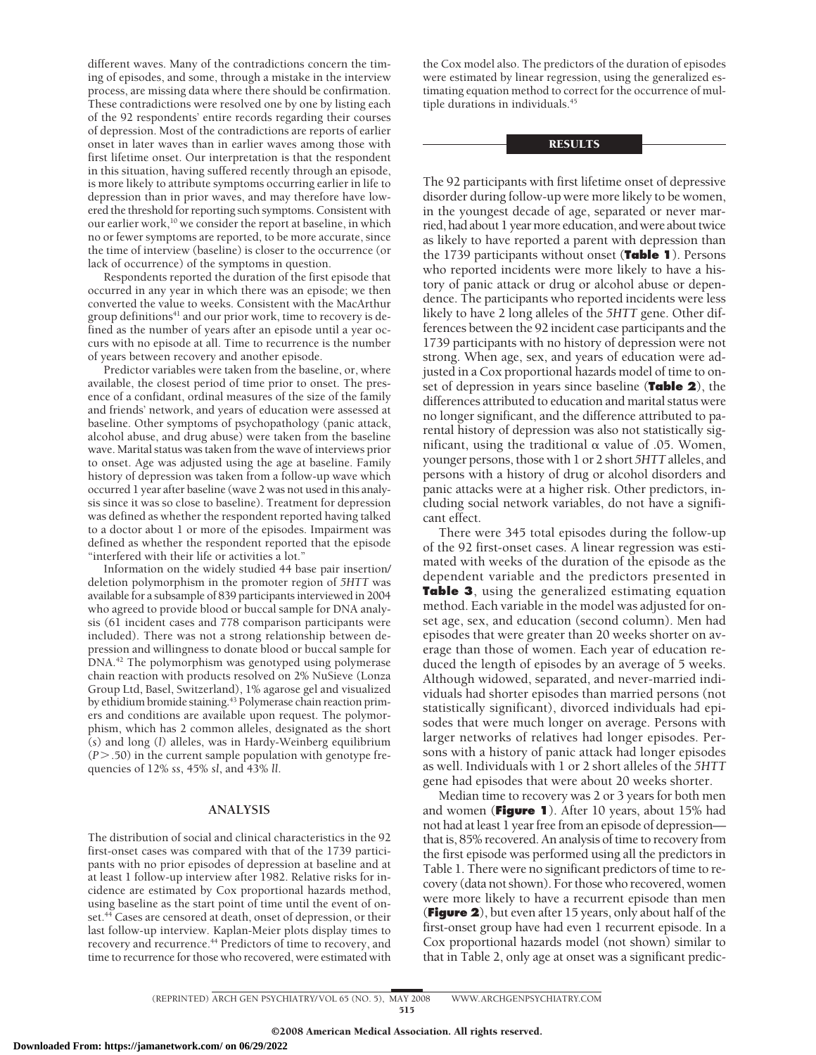different waves. Many of the contradictions concern the timing of episodes, and some, through a mistake in the interview process, are missing data where there should be confirmation. These contradictions were resolved one by one by listing each of the 92 respondents' entire records regarding their courses of depression. Most of the contradictions are reports of earlier onset in later waves than in earlier waves among those with first lifetime onset. Our interpretation is that the respondent in this situation, having suffered recently through an episode, is more likely to attribute symptoms occurring earlier in life to depression than in prior waves, and may therefore have lowered the threshold for reporting such symptoms. Consistent with our earlier work,[10] we consider the report at baseline, in which no or fewer symptoms are reported, to be more accurate, since the time of interview (baseline) is closer to the occurrence (or lack of occurrence) of the symptoms in question.

Respondents reported the duration of the first episode that occurred in any year in which there was an episode; we then converted the value to weeks. Consistent with the MacArthur group definitions[41] and our prior work, time to recovery is defined as the number of years after an episode until a year occurs with no episode at all. Time to recurrence is the number of years between recovery and another episode.

Predictor variables were taken from the baseline, or, where available, the closest period of time prior to onset. The presence of a confidant, ordinal measures of the size of the family and friends' network, and years of education were assessed at baseline. Other symptoms of psychopathology (panic attack, alcohol abuse, and drug abuse) were taken from the baseline wave. Marital status was taken from the wave of interviews prior to onset. Age was adjusted using the age at baseline. Family history of depression was taken from a follow-up wave which occurred 1 year after baseline (wave 2 was not used in this analysis since it was so close to baseline). Treatment for depression was defined as whether the respondent reported having talked to a doctor about 1 or more of the episodes. Impairment was defined as whether the respondent reported that the episode "interfered with their life or activities a lot."

Information on the widely studied 44 base pair insertion/deletion polymorphism in the promoter region of *5HTT* was available for a subsample of 839 participants interviewed in 2004 who agreed to provide blood or buccal sample for DNA analysis (61 incident cases and 778 comparison participants were included). There was not a strong relationship between depression and willingness to donate blood or buccal sample for DNA.[42] The polymorphism was genotyped using polymerase chain reaction with products resolved on 2% NuSieve (Lonza Group Ltd, Basel, Switzerland), 1% agarose gel and visualized by ethidium bromide staining.[43] Polymerase chain reaction primers and conditions are available upon request. The polymorphism, which has 2 common alleles, designated as the short (*s*) and long (*l*) alleles, was in Hardy-Weinberg equilibrium ($P > .50$) in the current sample population with genotype frequencies of 12% *ss*, 45% *sl*, and 43% *ll*.

## ANALYSIS

The distribution of social and clinical characteristics in the 92 first-onset cases was compared with that of the 1739 participants with no prior episodes of depression at baseline and at at least 1 follow-up interview after 1982. Relative risks for incidence are estimated by Cox proportional hazards method, using baseline as the start point of time until the event of onset.[44] Cases are censored at death, onset of depression, or their last follow-up interview. Kaplan-Meier plots display times to recovery and recurrence.[44] Predictors of time to recovery, and time to recurrence for those who recovered, were estimated with the Cox model also. The predictors of the duration of episodes were estimated by linear regression, using the generalized estimating equation method to correct for the occurrence of multiple durations in individuals.[45]

## RESULTS

The 92 participants with first lifetime onset of depressive disorder during follow-up were more likely to be women, in the youngest decade of age, separated or never married, had about 1 year more education, and were about twice as likely to have reported a parent with depression than the 1739 participants without onset (**Table 1**). Persons who reported incidents were more likely to have a history of panic attack or drug or alcohol abuse or dependence. The participants who reported incidents were less likely to have 2 long alleles of the *5HTT* gene. Other differences between the 92 incident case participants and the 1739 participants with no history of depression were not strong. When age, sex, and years of education were adjusted in a Cox proportional hazards model of time to onset of depression in years since baseline (**Table 2**), the differences attributed to education and marital status were no longer significant, and the difference attributed to parental history of depression was also not statistically significant, using the traditional $\alpha$ value of .05. Women, younger persons, those with 1 or 2 short *5HTT* alleles, and persons with a history of drug or alcohol disorders and panic attacks were at a higher risk. Other predictors, including social network variables, do not have a significant effect.

There were 345 total episodes during the follow-up of the 92 first-onset cases. A linear regression was estimated with weeks of the duration of the episode as the dependent variable and the predictors presented in **Table 3**, using the generalized estimating equation method. Each variable in the model was adjusted for onset age, sex, and education (second column). Men had episodes that were greater than 20 weeks shorter on average than those of women. Each year of education reduced the length of episodes by an average of 5 weeks. Although widowed, separated, and never-married individuals had shorter episodes than married persons (not statistically significant), divorced individuals had episodes that were much longer on average. Persons with larger networks of relatives had longer episodes. Persons with a history of panic attack had longer episodes as well. Individuals with 1 or 2 short alleles of the *5HTT* gene had episodes that were about 20 weeks shorter.

Median time to recovery was 2 or 3 years for both men and women (**Figure 1**). After 10 years, about 15% had not had at least 1 year free from an episode of depression—that is, 85% recovered. An analysis of time to recovery from the first episode was performed using all the predictors in Table 1. There were no significant predictors of time to recovery (data not shown). For those who recovered, women were more likely to have a recurrent episode than men (**Figure 2**), but even after 15 years, only about half of the first-onset group have had even 1 recurrent episode. In a Cox proportional hazards model (not shown) similar to that in Table 2, only age at onset was a significant predic-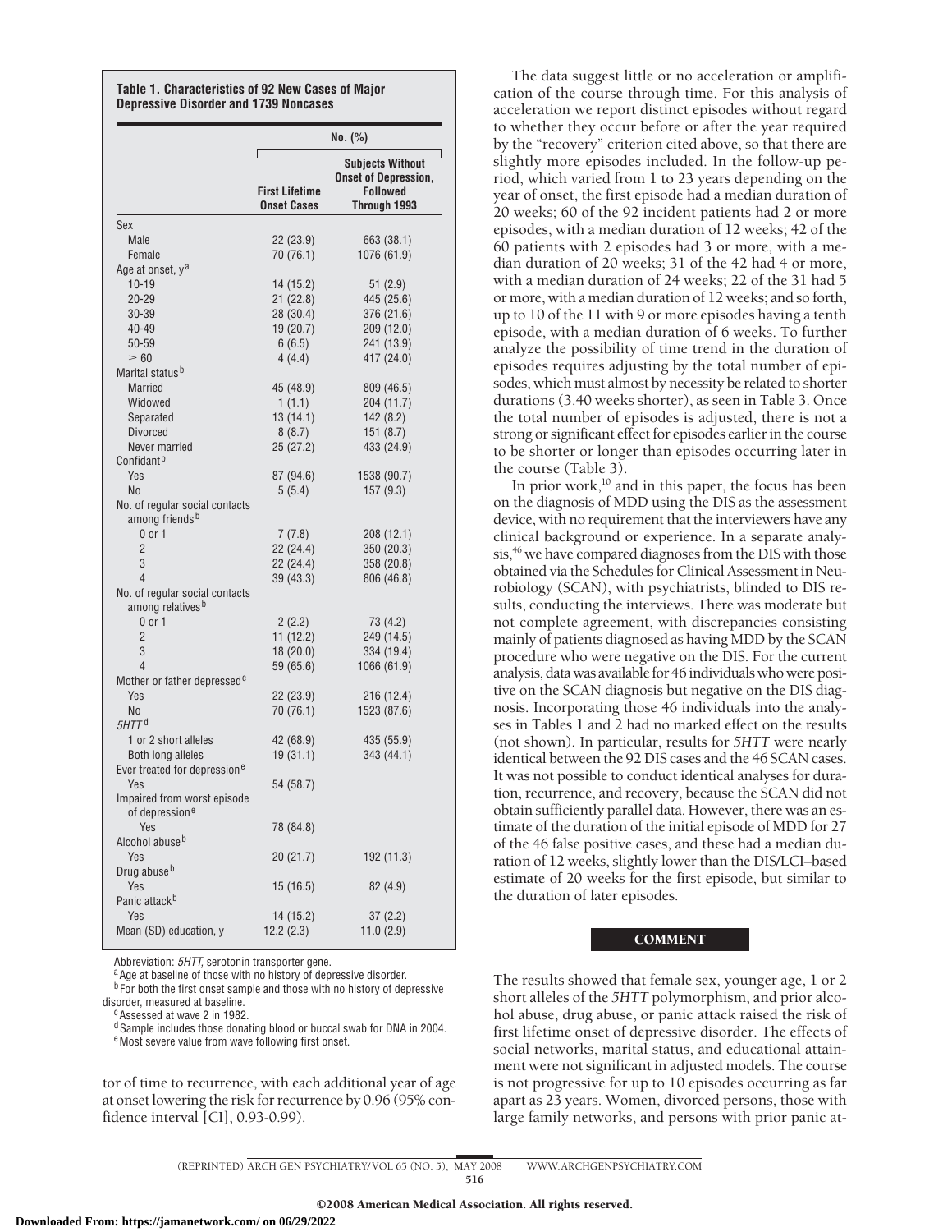**Table 1. Characteristics of 92 New Cases of Major Depressive Disorder and 1739 Noncases**

| | No. (%) | |
|---|---|---|
| | First Lifetime Onset Cases | Subjects Without Onset of Depression, Followed Through 1993 |
| Sex | | |
| Male | 22 (23.9) | 663 (38.1) |
| Female | 70 (76.1) | 1076 (61.9) |
| Age at onset, y[a] | | |
| 10-19 | 14 (15.2) | 51 (2.9) |
| 20-29 | 21 (22.8) | 445 (25.6) |
| 30-39 | 28 (30.4) | 376 (21.6) |
| 40-49 | 19 (20.7) | 209 (12.0) |
| 50-59 | 6 (6.5) | 241 (13.9) |
| ≥ 60 | 4 (4.4) | 417 (24.0) |
| Marital status[b] | | |
| Married | 45 (48.9) | 809 (46.5) |
| Widowed | 1 (1.1) | 204 (11.7) |
| Separated | 13 (14.1) | 142 (8.2) |
| Divorced | 8 (8.7) | 151 (8.7) |
| Never married | 25 (27.2) | 433 (24.9) |
| Confidant[b] | | |
| Yes | 87 (94.6) | 1538 (90.7) |
| No | 5 (5.4) | 157 (9.3) |
| No. of regular social contacts among friends[b] | | |
| 0 or 1 | 7 (7.8) | 208 (12.1) |
| 2 | 22 (24.4) | 350 (20.3) |
| 3 | 22 (24.4) | 358 (20.8) |
| 4 | 39 (43.3) | 806 (46.8) |
| No. of regular social contacts among relatives[b] | | |
| 0 or 1 | 2 (2.2) | 73 (4.2) |
| 2 | 11 (12.2) | 249 (14.5) |
| 3 | 18 (20.0) | 334 (19.4) |
| 4 | 59 (65.6) | 1066 (61.9) |
| Mother or father depressed[c] | | |
| Yes | 22 (23.9) | 216 (12.4) |
| No | 70 (76.1) | 1523 (87.6) |
| *5HTT*[d] | | |
| 1 or 2 short alleles | 42 (68.9) | 435 (55.9) |
| Both long alleles | 19 (31.1) | 343 (44.1) |
| Ever treated for depression[e] | | |
| Yes | 54 (58.7) | |
| Impaired from worst episode of depression[e] | | |
| Yes | 78 (84.8) | |
| Alcohol abuse[b] | | |
| Yes | 20 (21.7) | 192 (11.3) |
| Drug abuse[b] | | |
| Yes | 15 (16.5) | 82 (4.9) |
| Panic attack[b] | | |
| Yes | 14 (15.2) | 37 (2.2) |
| Mean (SD) education, y | 12.2 (2.3) | 11.0 (2.9) |

Abbreviation: *5HTT*, serotonin transporter gene.

[a] Age at baseline of those with no history of depressive disorder.

[b] For both the first onset sample and those with no history of depressive disorder, measured at baseline.

[c] Assessed at wave 2 in 1982.

[d] Sample includes those donating blood or buccal swab for DNA in 2004.

[e] Most severe value from wave following first onset.

tor of time to recurrence, with each additional year of age at onset lowering the risk for recurrence by 0.96 (95% confidence interval [CI], 0.93-0.99).

The data suggest little or no acceleration or amplification of the course through time. For this analysis of acceleration we report distinct episodes without regard to whether they occur before or after the year required by the "recovery" criterion cited above, so that there are slightly more episodes included. In the follow-up period, which varied from 1 to 23 years depending on the year of onset, the first episode had a median duration of 20 weeks; 60 of the 92 incident patients had 2 or more episodes, with a median duration of 12 weeks; 42 of the 60 patients with 2 episodes had 3 or more, with a median duration of 20 weeks; 31 of the 42 had 4 or more, with a median duration of 24 weeks; 22 of the 31 had 5 or more, with a median duration of 12 weeks; and so forth, up to 10 of the 11 with 9 or more episodes having a tenth episode, with a median duration of 6 weeks. To further analyze the possibility of time trend in the duration of episodes requires adjusting by the total number of episodes, which must almost by necessity be related to shorter durations (3.40 weeks shorter), as seen in Table 3. Once the total number of episodes is adjusted, there is not a strong or significant effect for episodes earlier in the course to be shorter or longer than episodes occurring later in the course (Table 3).

In prior work,[10] and in this paper, the focus has been on the diagnosis of MDD using the DIS as the assessment device, with no requirement that the interviewers have any clinical background or experience. In a separate analysis,[46] we have compared diagnoses from the DIS with those obtained via the Schedules for Clinical Assessment in Neurobiology (SCAN), with psychiatrists, blinded to DIS results, conducting the interviews. There was moderate but not complete agreement, with discrepancies consisting mainly of patients diagnosed as having MDD by the SCAN procedure who were negative on the DIS. For the current analysis, data was available for 46 individuals who were positive on the SCAN diagnosis but negative on the DIS diagnosis. Incorporating those 46 individuals into the analyses in Tables 1 and 2 had no marked effect on the results (not shown). In particular, results for *5HTT* were nearly identical between the 92 DIS cases and the 46 SCAN cases. It was not possible to conduct identical analyses for duration, recurrence, and recovery, because the SCAN did not obtain sufficiently parallel data. However, there was an estimate of the duration of the initial episode of MDD for 27 of the 46 false positive cases, and these had a median duration of 12 weeks, slightly lower than the DIS/LCI–based estimate of 20 weeks for the first episode, but similar to the duration of later episodes.

## COMMENT

The results showed that female sex, younger age, 1 or 2 short alleles of the *5HTT* polymorphism, and prior alcohol abuse, drug abuse, or panic attack raised the risk of first lifetime onset of depressive disorder. The effects of social networks, marital status, and educational attainment were not significant in adjusted models. The course is not progressive for up to 10 episodes occurring as far apart as 23 years. Women, divorced persons, those with large family networks, and persons with prior panic at-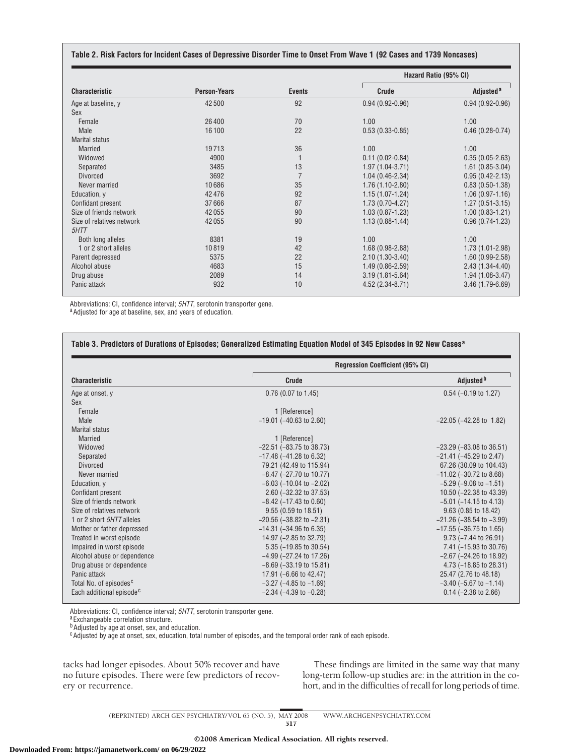**Table 2. Risk Factors for Incident Cases of Depressive Disorder Time to Onset From Wave 1 (92 Cases and 1739 Noncases)**

| Characteristic | Person-Years | Events | Hazard Ratio (95% CI) Crude | Hazard Ratio (95% CI) Adjusted[a] |
|---|---|---|---|---|
| Age at baseline, y | 42 500 | 92 | 0.94 (0.92-0.96) | 0.94 (0.92-0.96) |
| Sex | | | | |
| Female | 26 400 | 70 | 1.00 | 1.00 |
| Male | 16 100 | 22 | 0.53 (0.33-0.85) | 0.46 (0.28-0.74) |
| Marital status | | | | |
| Married | 19 713 | 36 | 1.00 | 1.00 |
| Widowed | 4900 | 1 | 0.11 (0.02-0.84) | 0.35 (0.05-2.63) |
| Separated | 3485 | 13 | 1.97 (1.04-3.71) | 1.61 (0.85-3.04) |
| Divorced | 3692 | 7 | 1.04 (0.46-2.34) | 0.95 (0.42-2.13) |
| Never married | 10 686 | 35 | 1.76 (1.10-2.80) | 0.83 (0.50-1.38) |
| Education, y | 42 476 | 92 | 1.15 (1.07-1.24) | 1.06 (0.97-1.16) |
| Confidant present | 37 666 | 87 | 1.73 (0.70-4.27) | 1.27 (0.51-3.15) |
| Size of friends network | 42 055 | 90 | 1.03 (0.87-1.23) | 1.00 (0.83-1.21) |
| Size of relatives network | 42 055 | 90 | 1.13 (0.88-1.44) | 0.96 (0.74-1.23) |
| *5HTT* | | | | |
| Both long alleles | 8381 | 19 | 1.00 | 1.00 |
| 1 or 2 short alleles | 10 819 | 42 | 1.68 (0.98-2.88) | 1.73 (1.01-2.98) |
| Parent depressed | 5375 | 22 | 2.10 (1.30-3.40) | 1.60 (0.99-2.58) |
| Alcohol abuse | 4683 | 15 | 1.49 (0.86-2.59) | 2.43 (1.34-4.40) |
| Drug abuse | 2089 | 14 | 3.19 (1.81-5.64) | 1.94 (1.08-3.47) |
| Panic attack | 932 | 10 | 4.52 (2.34-8.71) | 3.46 (1.79-6.69) |

Abbreviations: CI, confidence interval; *5HTT*, serotonin transporter gene.
[a] Adjusted for age at baseline, sex, and years of education.

**Table 3. Predictors of Durations of Episodes; Generalized Estimating Equation Model of 345 Episodes in 92 New Cases[a]**

| Characteristic | Regression Coefficient (95% CI) Crude | Regression Coefficient (95% CI) Adjusted[b] |
|---|---|---|
| Age at onset, y | 0.76 (0.07 to 1.45) | 0.54 (−0.19 to 1.27) |
| Sex | | |
| Female | 1 [Reference] | |
| Male | −19.01 (−40.63 to 2.60) | −22.05 (−42.28 to 1.82) |
| Marital status | | |
| Married | 1 [Reference] | |
| Widowed | −22.51 (−83.75 to 38.73) | −23.29 (−83.08 to 36.51) |
| Separated | −17.48 (−41.28 to 6.32) | −21.41 (−45.29 to 2.47) |
| Divorced | 79.21 (42.49 to 115.94) | 67.26 (30.09 to 104.43) |
| Never married | −8.47 (−27.70 to 10.77) | −11.02 (−30.72 to 8.68) |
| Education, y | −6.03 (−10.04 to −2.02) | −5.29 (−9.08 to −1.51) |
| Confidant present | 2.60 (−32.32 to 37.53) | 10.50 (−22.38 to 43.39) |
| Size of friends network | −8.42 (−17.43 to 0.60) | −5.01 (−14.15 to 4.13) |
| Size of relatives network | 9.55 (0.59 to 18.51) | 9.63 (0.85 to 18.42) |
| 1 or 2 short *5HTT* alleles | −20.56 (−38.82 to −2.31) | −21.26 (−38.54 to −3.99) |
| Mother or father depressed | −14.31 (−34.96 to 6.35) | −17.55 (−36.75 to 1.65) |
| Treated in worst episode | 14.97 (−2.85 to 32.79) | 9.73 (−7.44 to 26.91) |
| Impaired in worst episode | 5.35 (−19.85 to 30.54) | 7.41 (−15.93 to 30.76) |
| Alcohol abuse or dependence | −4.99 (−27.24 to 17.26) | −2.67 (−24.26 to 18.92) |
| Drug abuse or dependence | −8.69 (−33.19 to 15.81) | 4.73 (−18.85 to 28.31) |
| Panic attack | 17.91 (−6.66 to 42.47) | 25.47 (2.76 to 48.18) |
| Total No. of episodes[c] | −3.27 (−4.85 to −1.69) | −3.40 (−5.67 to −1.14) |
| Each additional episode[c] | −2.34 (−4.39 to −0.28) | 0.14 (−2.38 to 2.66) |

Abbreviations: CI, confidence interval; *5HTT*, serotonin transporter gene.
[a] Exchangeable correlation structure.
[b] Adjusted by age at onset, sex, and education.
[c] Adjusted by age at onset, sex, education, total number of episodes, and the temporal order rank of each episode.

tacks had longer episodes. About 50% recover and have no future episodes. There were few predictors of recovery or recurrence.

These findings are limited in the same way that many long-term follow-up studies are: in the attrition in the cohort, and in the difficulties of recall for long periods of time.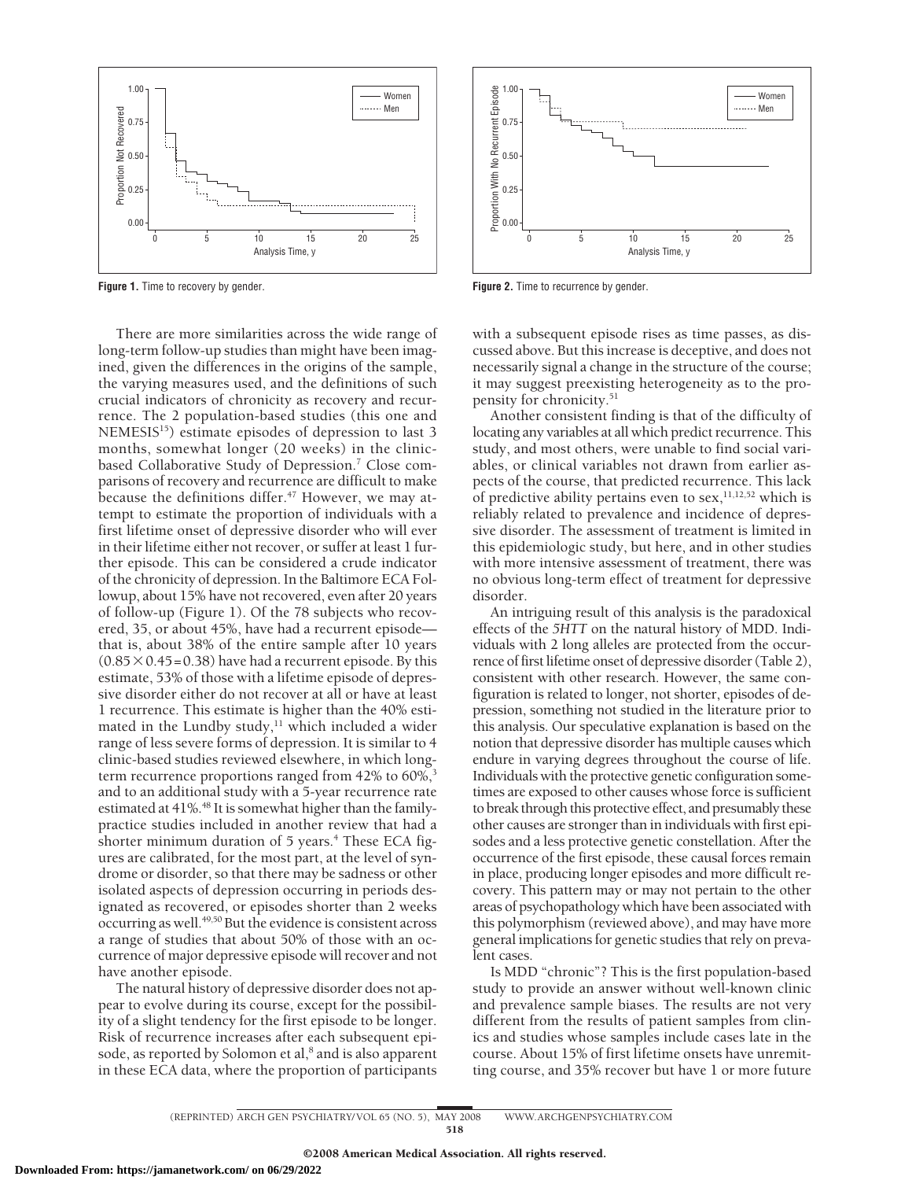Figure 1. Time to recovery by gender.

Figure 2. Time to recurrence by gender.

There are more similarities across the wide range of long-term follow-up studies than might have been imagined, given the differences in the origins of the sample, the varying measures used, and the definitions of such crucial indicators of chronicity as recovery and recurrence. The 2 population-based studies (this one and NEMESIS[15]) estimate episodes of depression to last 3 months, somewhat longer (20 weeks) in the clinic-based Collaborative Study of Depression.[7] Close comparisons of recovery and recurrence are difficult to make because the definitions differ.[47] However, we may attempt to estimate the proportion of individuals with a first lifetime onset of depressive disorder who will ever in their lifetime either not recover, or suffer at least 1 further episode. This can be considered a crude indicator of the chronicity of depression. In the Baltimore ECA Followup, about 15% have not recovered, even after 20 years of follow-up (Figure 1). Of the 78 subjects who recovered, 35, or about 45%, have had a recurrent episode—that is, about 38% of the entire sample after 10 years ($0.85 \times 0.45 = 0.38$) have had a recurrent episode. By this estimate, 53% of those with a lifetime episode of depressive disorder either do not recover at all or have at least 1 recurrence. This estimate is higher than the 40% estimated in the Lundby study,[11] which included a wider range of less severe forms of depression. It is similar to 4 clinic-based studies reviewed elsewhere, in which long-term recurrence proportions ranged from 42% to 60%,[3] and to an additional study with a 5-year recurrence rate estimated at 41%.[48] It is somewhat higher than the family-practice studies included in another review that had a shorter minimum duration of 5 years.[4] These ECA figures are calibrated, for the most part, at the level of syndrome or disorder, so that there may be sadness or other isolated aspects of depression occurring in periods designated as recovered, or episodes shorter than 2 weeks occurring as well.[49,50] But the evidence is consistent across a range of studies that about 50% of those with an occurrence of major depressive episode will recover and not have another episode.

The natural history of depressive disorder does not appear to evolve during its course, except for the possibility of a slight tendency for the first episode to be longer. Risk of recurrence increases after each subsequent episode, as reported by Solomon et al,[8] and is also apparent in these ECA data, where the proportion of participants with a subsequent episode rises as time passes, as discussed above. But this increase is deceptive, and does not necessarily signal a change in the structure of the course; it may suggest preexisting heterogeneity as to the propensity for chronicity.[51]

Another consistent finding is that of the difficulty of locating any variables at all which predict recurrence. This study, and most others, were unable to find social variables, or clinical variables not drawn from earlier aspects of the course, that predicted recurrence. This lack of predictive ability pertains even to sex,[11,12,52] which is reliably related to prevalence and incidence of depressive disorder. The assessment of treatment is limited in this epidemiologic study, but here, and in other studies with more intensive assessment of treatment, there was no obvious long-term effect of treatment for depressive disorder.

An intriguing result of this analysis is the paradoxical effects of the *5HTT* on the natural history of MDD. Individuals with 2 long alleles are protected from the occurrence of first lifetime onset of depressive disorder (Table 2), consistent with other research. However, the same configuration is related to longer, not shorter, episodes of depression, something not studied in the literature prior to this analysis. Our speculative explanation is based on the notion that depressive disorder has multiple causes which endure in varying degrees throughout the course of life. Individuals with the protective genetic configuration sometimes are exposed to other causes whose force is sufficient to break through this protective effect, and presumably these other causes are stronger than in individuals with first episodes and a less protective genetic constellation. After the occurrence of the first episode, these causal forces remain in place, producing longer episodes and more difficult recovery. This pattern may or may not pertain to the other areas of psychopathology which have been associated with this polymorphism (reviewed above), and may have more general implications for genetic studies that rely on prevalent cases.

Is MDD "chronic"? This is the first population-based study to provide an answer without well-known clinic and prevalence sample biases. The results are not very different from the results of patient samples from clinics and studies whose samples include cases late in the course. About 15% of first lifetime onsets have unremitting course, and 35% recover but have 1 or more future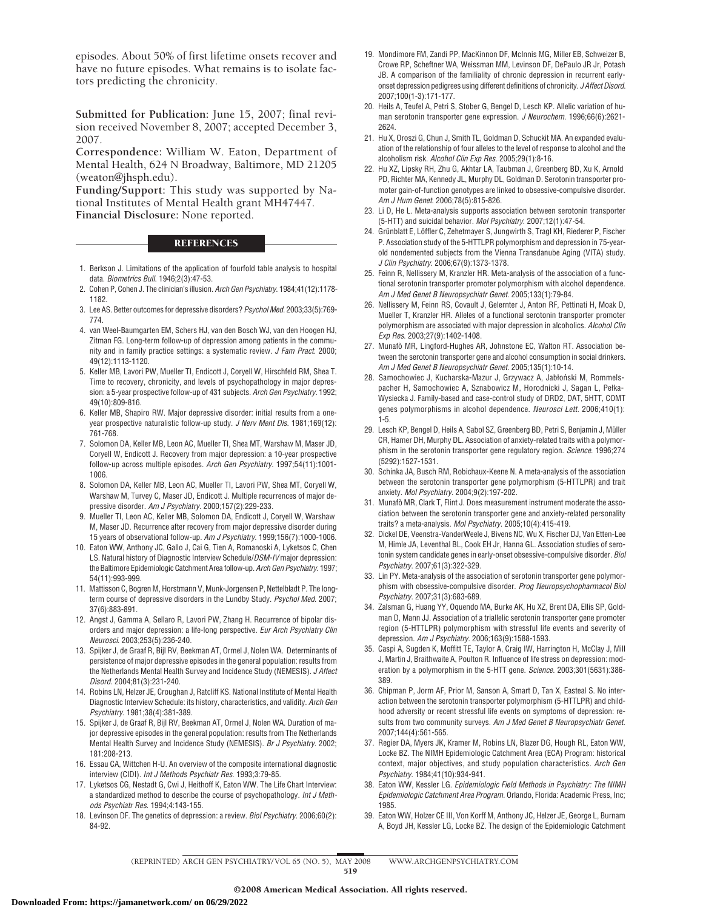episodes. About 50% of first lifetime onsets recover and have no future episodes. What remains is to isolate factors predicting the chronicity.

**Submitted for Publication:** June 15, 2007; final revision received November 8, 2007; accepted December 3, 2007.

**Correspondence:** William W. Eaton, Department of Mental Health, 624 N Broadway, Baltimore, MD 21205 (weaton@jhsph.edu).

**Funding/Support:** This study was supported by National Institutes of Mental Health grant MH47447.

**Financial Disclosure:** None reported.

## REFERENCES

1. Berkson J. Limitations of the application of fourfold table analysis to hospital data. *Biometrics Bull.* 1946;2(3):47-53.
2. Cohen P, Cohen J. The clinician's illusion. *Arch Gen Psychiatry.* 1984;41(12):1178-1182.
3. Lee AS. Better outcomes for depressive disorders? *Psychol Med.* 2003;33(5):769-774.
4. van Weel-Baumgarten EM, Schers HJ, van den Bosch WJ, van den Hoogen HJ, Zitman FG. Long-term follow-up of depression among patients in the community and in family practice settings: a systematic review. *J Fam Pract.* 2000;49(12):1113-1120.
5. Keller MB, Lavori PW, Mueller TI, Endicott J, Coryell W, Hirschfeld RM, Shea T. Time to recovery, chronicity, and levels of psychopathology in major depression: a 5-year prospective follow-up of 431 subjects. *Arch Gen Psychiatry.* 1992;49(10):809-816.
6. Keller MB, Shapiro RW. Major depressive disorder: initial results from a one-year prospective naturalistic follow-up study. *J Nerv Ment Dis.* 1981;169(12):761-768.
7. Solomon DA, Keller MB, Leon AC, Mueller TI, Shea MT, Warshaw M, Maser JD, Coryell W, Endicott J. Recovery from major depression: a 10-year prospective follow-up across multiple episodes. *Arch Gen Psychiatry.* 1997;54(11):1001-1006.
8. Solomon DA, Keller MB, Leon AC, Mueller TI, Lavori PW, Shea MT, Coryell W, Warshaw M, Turvey C, Maser JD, Endicott J. Multiple recurrences of major depressive disorder. *Am J Psychiatry.* 2000;157(2):229-233.
9. Mueller TI, Leon AC, Keller MB, Solomon DA, Endicott J, Coryell W, Warshaw M, Maser JD. Recurrence after recovery from major depressive disorder during 15 years of observational follow-up. *Am J Psychiatry.* 1999;156(7):1000-1006.
10. Eaton WW, Anthony JC, Gallo J, Cai G, Tien A, Romanoski A, Lyketsos C, Chen LS. Natural history of Diagnostic Interview Schedule/*DSM-IV* major depression: the Baltimore Epidemiologic Catchment Area follow-up. *Arch Gen Psychiatry.* 1997;54(11):993-999.
11. Mattisson C, Bogren M, Horstmann V, Munk-Jorgensen P, Nettelbladt P. The long-term course of depressive disorders in the Lundby Study. *Psychol Med.* 2007;37(6):883-891.
12. Angst J, Gamma A, Sellaro R, Lavori PW, Zhang H. Recurrence of bipolar disorders and major depression: a life-long perspective. *Eur Arch Psychiatry Clin Neurosci.* 2003;253(5):236-240.
13. Spijker J, de Graaf R, Bijl RV, Beekman AT, Ormel J, Nolen WA. Determinants of persistence of major depressive episodes in the general population: results from the Netherlands Mental Health Survey and Incidence Study (NEMESIS). *J Affect Disord.* 2004;81(3):231-240.
14. Robins LN, Helzer JE, Croughan J, Ratcliff KS. National Institute of Mental Health Diagnostic Interview Schedule: its history, characteristics, and validity. *Arch Gen Psychiatry.* 1981;38(4):381-389.
15. Spijker J, de Graaf R, Bijl RV, Beekman AT, Ormel J, Nolen WA. Duration of major depressive episodes in the general population: results from The Netherlands Mental Health Survey and Incidence Study (NEMESIS). *Br J Psychiatry.* 2002;181:208-213.
16. Essau CA, Wittchen H-U. An overview of the composite international diagnostic interview (CIDI). *Int J Methods Psychiatr Res.* 1993;3:79-85.
17. Lyketsos CG, Nestadt G, Cwi J, Heithoff K, Eaton WW. The Life Chart Interview: a standardized method to describe the course of psychopathology. *Int J Methods Psychiatr Res.* 1994;4:143-155.
18. Levinson DF. The genetics of depression: a review. *Biol Psychiatry.* 2006;60(2):84-92.
19. Mondimore FM, Zandi PP, MacKinnon DF, McInnis MG, Miller EB, Schweizer B, Crowe RP, Scheftner WA, Weissman MM, Levinson DF, DePaulo JR Jr, Potash JB. A comparison of the familiality of chronic depression in recurrent early-onset depression pedigrees using different definitions of chronicity. *J Affect Disord.* 2007;100(1-3):171-177.
20. Heils A, Teufel A, Petri S, Stober G, Bengel D, Lesch KP. Allelic variation of human serotonin transporter gene expression. *J Neurochem.* 1996;66(6):2621-2624.
21. Hu X, Oroszi G, Chun J, Smith TL, Goldman D, Schuckit MA. An expanded evaluation of the relationship of four alleles to the level of response to alcohol and the alcoholism risk. *Alcohol Clin Exp Res.* 2005;29(1):8-16.
22. Hu XZ, Lipsky RH, Zhu G, Akhtar LA, Taubman J, Greenberg BD, Xu K, Arnold PD, Richter MA, Kennedy JL, Murphy DL, Goldman D. Serotonin transporter promoter gain-of-function genotypes are linked to obsessive-compulsive disorder. *Am J Hum Genet.* 2006;78(5):815-826.
23. Li D, He L. Meta-analysis supports association between serotonin transporter (5-HTT) and suicidal behavior. *Mol Psychiatry.* 2007;12(1):47-54.
24. Grünblatt E, Löffler C, Zehetmayer S, Jungwirth S, Tragl KH, Riederer P, Fischer P. Association study of the 5-HTTLPR polymorphism and depression in 75-year-old nondemented subjects from the Vienna Transdanube Aging (VITA) study. *J Clin Psychiatry.* 2006;67(9):1373-1378.
25. Feinn R, Nellissery M, Kranzler HR. Meta-analysis of the association of a functional serotonin transporter promoter polymorphism with alcohol dependence. *Am J Med Genet B Neuropsychiatr Genet.* 2005;133(1):79-84.
26. Nellissery M, Feinn RS, Covault J, Gelernter J, Anton RF, Pettinati H, Moak D, Mueller T, Kranzler HR. Alleles of a functional serotonin transporter promoter polymorphism are associated with major depression in alcoholics. *Alcohol Clin Exp Res.* 2003;27(9):1402-1408.
27. Munafò MR, Lingford-Hughes AR, Johnstone EC, Walton RT. Association between the serotonin transporter gene and alcohol consumption in social drinkers. *Am J Med Genet B Neuropsychiatr Genet.* 2005;135(1):10-14.
28. Samochowiec J, Kucharska-Mazur J, Grzywacz A, Jabłoński M, Rommelspacher H, Samochowiec A, Sznabowicz M, Horodnicki J, Sagan L, Pełka-Wysiecka J. Family-based and case-control study of DRD2, DAT, 5HTT, COMT genes polymorphisms in alcohol dependence. *Neurosci Lett.* 2006;410(1):1-5.
29. Lesch KP, Bengel D, Heils A, Sabol SZ, Greenberg BD, Petri S, Benjamin J, Müller CR, Hamer DH, Murphy DL. Association of anxiety-related traits with a polymorphism in the serotonin transporter gene regulatory region. *Science.* 1996;274(5292):1527-1531.
30. Schinka JA, Busch RM, Robichaux-Keene N. A meta-analysis of the association between the serotonin transporter gene polymorphism (5-HTTLPR) and trait anxiety. *Mol Psychiatry.* 2004;9(2):197-202.
31. Munafò MR, Clark T, Flint J. Does measurement instrument moderate the association between the serotonin transporter gene and anxiety-related personality traits? a meta-analysis. *Mol Psychiatry.* 2005;10(4):415-419.
32. Dickel DE, Veenstra-VanderWeele J, Bivens NC, Wu X, Fischer DJ, Van Etten-Lee M, Himle JA, Leventhal BL, Cook EH Jr, Hanna GL. Association studies of serotonin system candidate genes in early-onset obsessive-compulsive disorder. *Biol Psychiatry.* 2007;61(3):322-329.
33. Lin PY. Meta-analysis of the association of serotonin transporter gene polymorphism with obsessive-compulsive disorder. *Prog Neuropsychopharmacol Biol Psychiatry.* 2007;31(3):683-689.
34. Zalsman G, Huang YY, Oquendo MA, Burke AK, Hu XZ, Brent DA, Ellis SP, Goldman D, Mann JJ. Association of a triallelic serotonin transporter gene promoter region (5-HTTLPR) polymorphism with stressful life events and severity of depression. *Am J Psychiatry.* 2006;163(9):1588-1593.
35. Caspi A, Sugden K, Moffitt TE, Taylor A, Craig IW, Harrington H, McClay J, Mill J, Martin J, Braithwaite A, Poulton R. Influence of life stress on depression: moderation by a polymorphism in the 5-HTT gene. *Science.* 2003;301(5631):386-389.
36. Chipman P, Jorm AF, Prior M, Sanson A, Smart D, Tan X, Easteal S. No interaction between the serotonin transporter polymorphism (5-HTTLPR) and childhood adversity or recent stressful life events on symptoms of depression: results from two community surveys. *Am J Med Genet B Neuropsychiatr Genet.* 2007;144(4):561-565.
37. Regier DA, Myers JK, Kramer M, Robins LN, Blazer DG, Hough RL, Eaton WW, Locke BZ. The NIMH Epidemiologic Catchment Area (ECA) Program: historical context, major objectives, and study population characteristics. *Arch Gen Psychiatry.* 1984;41(10):934-941.
38. Eaton WW, Kessler LG. *Epidemiologic Field Methods in Psychiatry: The NIMH Epidemiologic Catchment Area Program.* Orlando, Florida: Academic Press, Inc; 1985.
39. Eaton WW, Holzer CE III, Von Korff M, Anthony JC, Helzer JE, George L, Burnam A, Boyd JH, Kessler LG, Locke BZ. The design of the Epidemiologic Catchment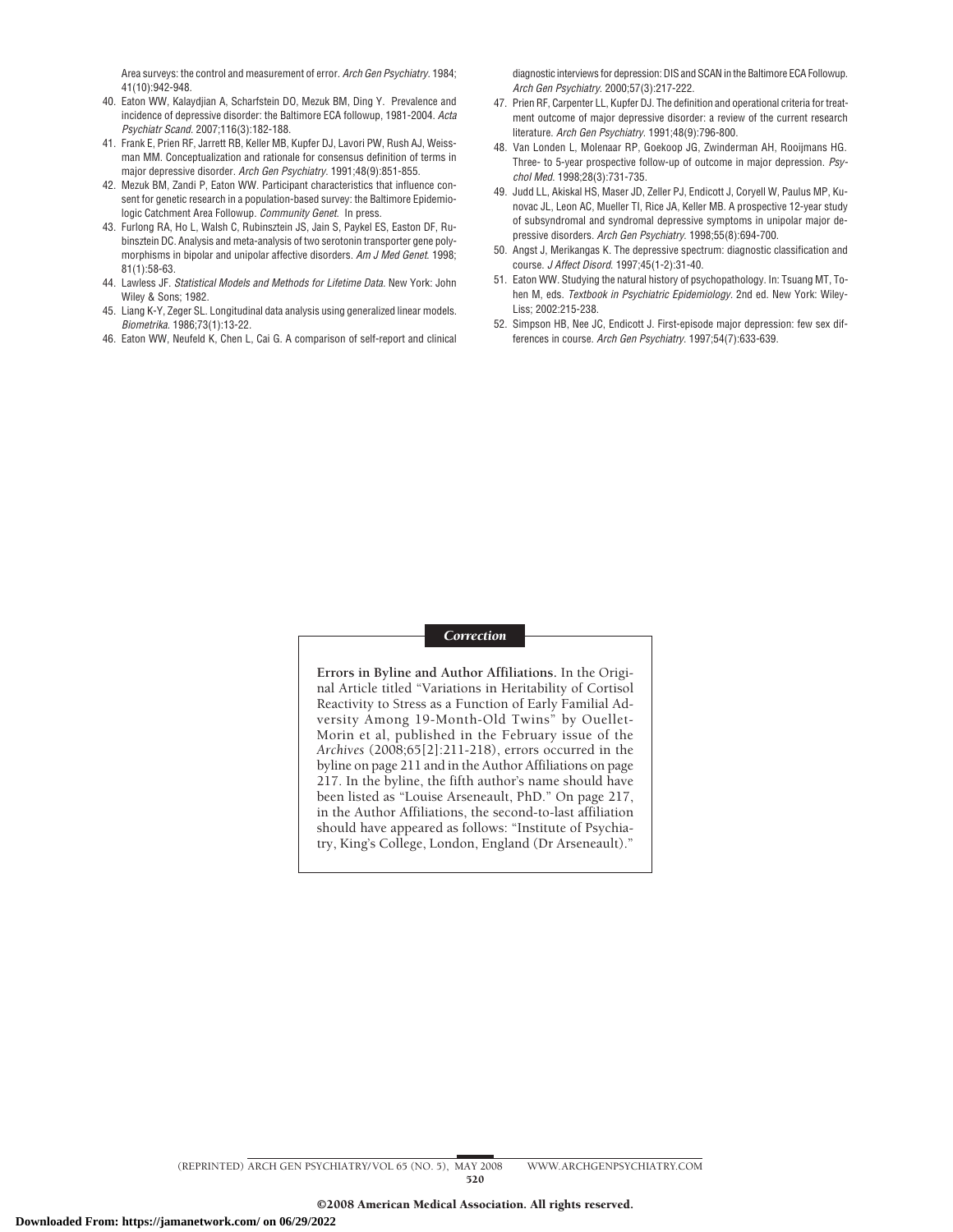Area surveys: the control and measurement of error. *Arch Gen Psychiatry*. 1984; 41(10):942-948.

40. Eaton WW, Kalaydjian A, Scharfstein DO, Mezuk BM, Ding Y. Prevalence and incidence of depressive disorder: the Baltimore ECA followup, 1981-2004. *Acta Psychiatr Scand*. 2007;116(3):182-188.
41. Frank E, Prien RF, Jarrett RB, Keller MB, Kupfer DJ, Lavori PW, Rush AJ, Weissman MM. Conceptualization and rationale for consensus definition of terms in major depressive disorder. *Arch Gen Psychiatry*. 1991;48(9):851-855.
42. Mezuk BM, Zandi P, Eaton WW. Participant characteristics that influence consent for genetic research in a population-based survey: the Baltimore Epidemiologic Catchment Area Followup. *Community Genet*. In press.
43. Furlong RA, Ho L, Walsh C, Rubinsztein JS, Jain S, Paykel ES, Easton DF, Rubinsztein DC. Analysis and meta-analysis of two serotonin transporter gene polymorphisms in bipolar and unipolar affective disorders. *Am J Med Genet*. 1998; 81(1):58-63.
44. Lawless JF. *Statistical Models and Methods for Lifetime Data*. New York: John Wiley & Sons; 1982.
45. Liang K-Y, Zeger SL. Longitudinal data analysis using generalized linear models. *Biometrika*. 1986;73(1):13-22.
46. Eaton WW, Neufeld K, Chen L, Cai G. A comparison of self-report and clinical diagnostic interviews for depression: DIS and SCAN in the Baltimore ECA Followup. *Arch Gen Psychiatry*. 2000;57(3):217-222.
47. Prien RF, Carpenter LL, Kupfer DJ. The definition and operational criteria for treatment outcome of major depressive disorder: a review of the current research literature. *Arch Gen Psychiatry*. 1991;48(9):796-800.
48. Van Londen L, Molenaar RP, Goekoop JG, Zwinderman AH, Rooijmans HG. Three- to 5-year prospective follow-up of outcome in major depression. *Psychol Med*. 1998;28(3):731-735.
49. Judd LL, Akiskal HS, Maser JD, Zeller PJ, Endicott J, Coryell W, Paulus MP, Kunovac JL, Leon AC, Mueller TI, Rice JA, Keller MB. A prospective 12-year study of subsyndromal and syndromal depressive symptoms in unipolar major depressive disorders. *Arch Gen Psychiatry*. 1998;55(8):694-700.
50. Angst J, Merikangas K. The depressive spectrum: diagnostic classification and course. *J Affect Disord*. 1997;45(1-2):31-40.
51. Eaton WW. Studying the natural history of psychopathology. In: Tsuang MT, Tohen M, eds. *Textbook in Psychiatric Epidemiology*. 2nd ed. New York: Wiley-Liss; 2002:215-238.
52. Simpson HB, Nee JC, Endicott J. First-episode major depression: few sex differences in course. *Arch Gen Psychiatry*. 1997;54(7):633-639.

## *Correction*

**Errors in Byline and Author Affiliations.** In the Original Article titled "Variations in Heritability of Cortisol Reactivity to Stress as a Function of Early Familial Adversity Among 19-Month-Old Twins" by Ouellet-Morin et al, published in the February issue of the *Archives* (2008;65[2]:211-218), errors occurred in the byline on page 211 and in the Author Affiliations on page 217. In the byline, the fifth author's name should have been listed as "Louise Arseneault, PhD." On page 217, in the Author Affiliations, the second-to-last affiliation should have appeared as follows: "Institute of Psychiatry, King's College, London, England (Dr Arseneault)."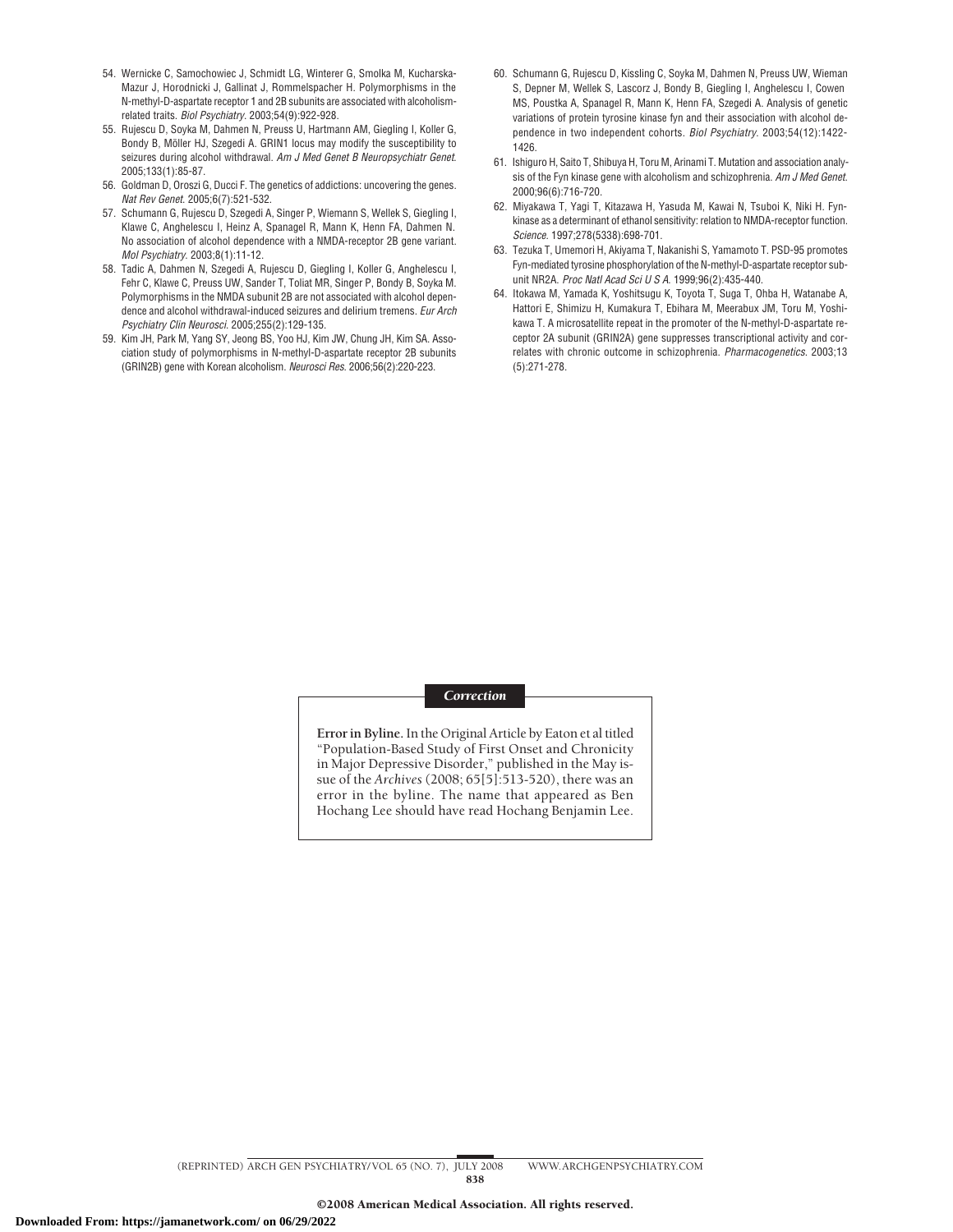54. Wernicke C, Samochowiec J, Schmidt LG, Winterer G, Smolka M, Kucharska-Mazur J, Horodnicki J, Gallinat J, Rommelspacher H. Polymorphisms in the N-methyl-D-aspartate receptor 1 and 2B subunits are associated with alcoholism-related traits. *Biol Psychiatry*. 2003;54(9):922-928.
55. Rujescu D, Soyka M, Dahmen N, Preuss U, Hartmann AM, Giegling I, Koller G, Bondy B, Möller HJ, Szegedi A. GRIN1 locus may modify the susceptibility to seizures during alcohol withdrawal. *Am J Med Genet B Neuropsychiatr Genet*. 2005;133(1):85-87.
56. Goldman D, Oroszi G, Ducci F. The genetics of addictions: uncovering the genes. *Nat Rev Genet*. 2005;6(7):521-532.
57. Schumann G, Rujescu D, Szegedi A, Singer P, Wiemann S, Wellek S, Giegling I, Klawe C, Anghelescu I, Heinz A, Spanagel R, Mann K, Henn FA, Dahmen N. No association of alcohol dependence with a NMDA-receptor 2B gene variant. *Mol Psychiatry*. 2003;8(1):11-12.
58. Tadic A, Dahmen N, Szegedi A, Rujescu D, Giegling I, Koller G, Anghelescu I, Fehr C, Klawe C, Preuss UW, Sander T, Toliat MR, Singer P, Bondy B, Soyka M. Polymorphisms in the NMDA subunit 2B are not associated with alcohol dependence and alcohol withdrawal-induced seizures and delirium tremens. *Eur Arch Psychiatry Clin Neurosci*. 2005;255(2):129-135.
59. Kim JH, Park M, Yang SY, Jeong BS, Yoo HJ, Kim JW, Chung JH, Kim SA. Association study of polymorphisms in N-methyl-D-aspartate receptor 2B subunits (GRIN2B) gene with Korean alcoholism. *Neurosci Res*. 2006;56(2):220-223.
60. Schumann G, Rujescu D, Kissling C, Soyka M, Dahmen N, Preuss UW, Wieman S, Depner M, Wellek S, Lascorz J, Bondy B, Giegling I, Anghelescu I, Cowen MS, Poustka A, Spanagel R, Mann K, Henn FA, Szegedi A. Analysis of genetic variations of protein tyrosine kinase fyn and their association with alcohol dependence in two independent cohorts. *Biol Psychiatry*. 2003;54(12):1422-1426.
61. Ishiguro H, Saito T, Shibuya H, Toru M, Arinami T. Mutation and association analysis of the Fyn kinase gene with alcoholism and schizophrenia. *Am J Med Genet*. 2000;96(6):716-720.
62. Miyakawa T, Yagi T, Kitazawa H, Yasuda M, Kawai N, Tsuboi K, Niki H. Fyn-kinase as a determinant of ethanol sensitivity: relation to NMDA-receptor function. *Science*. 1997;278(5338):698-701.
63. Tezuka T, Umemori H, Akiyama T, Nakanishi S, Yamamoto T. PSD-95 promotes Fyn-mediated tyrosine phosphorylation of the N-methyl-D-aspartate receptor subunit NR2A. *Proc Natl Acad Sci U S A*. 1999;96(2):435-440.
64. Itokawa M, Yamada K, Yoshitsugu K, Toyota T, Suga T, Ohba H, Watanabe A, Hattori E, Shimizu H, Kumakura T, Ebihara M, Meerabux JM, Toru M, Yoshikawa T. A microsatellite repeat in the promoter of the N-methyl-D-aspartate receptor 2A subunit (GRIN2A) gene suppresses transcriptional activity and correlates with chronic outcome in schizophrenia. *Pharmacogenetics*. 2003;13(5):271-278.

## Correction

**Error in Byline.** In the Original Article by Eaton et al titled "Population-Based Study of First Onset and Chronicity in Major Depressive Disorder," published in the May issue of the *Archives* (2008; 65[5]:513-520), there was an error in the byline. The name that appeared as Ben Hochang Lee should have read Hochang Benjamin Lee.